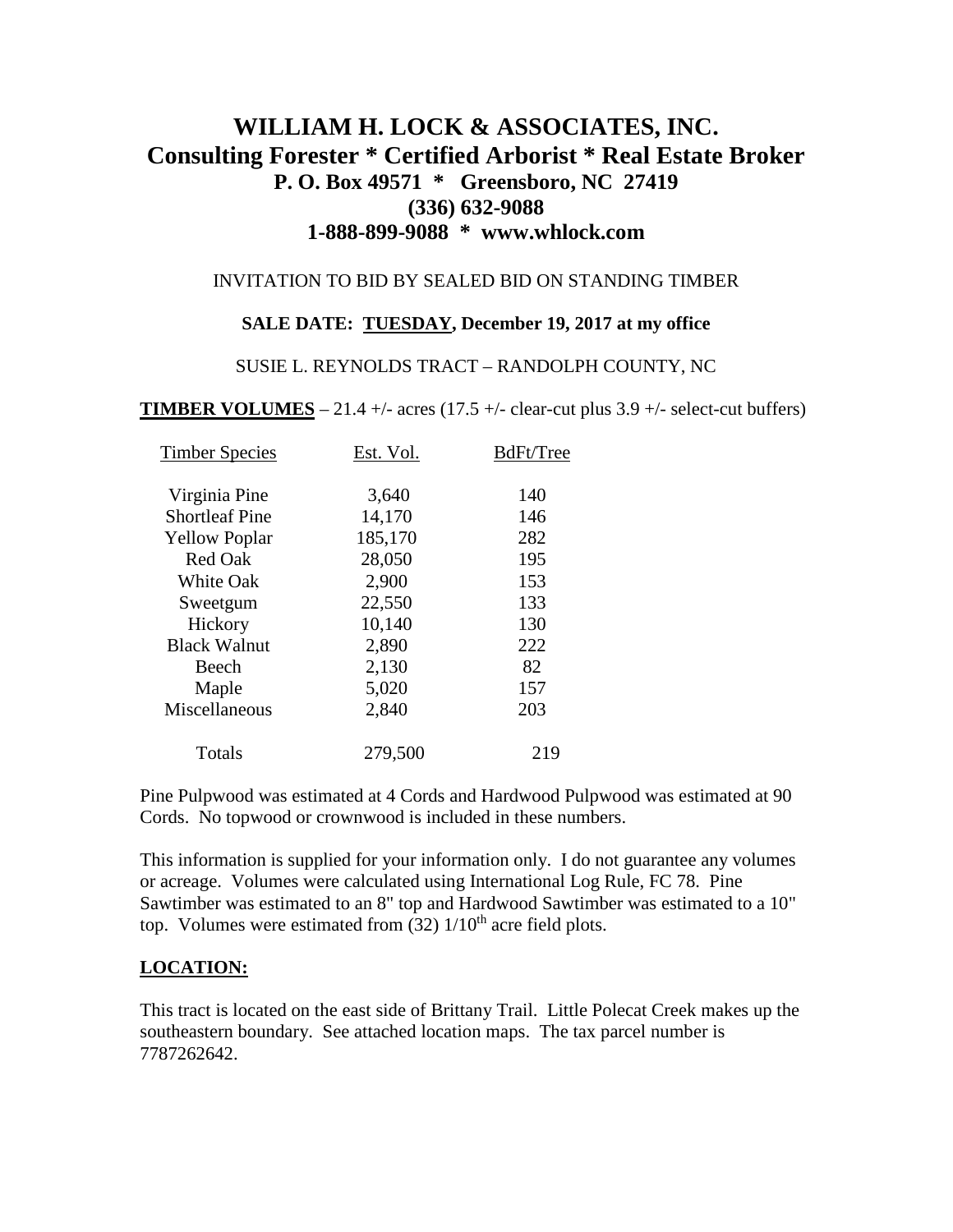# WILLIAM H. LOCK & ASSOCIATES, INC.
## Consulting Forester * Certified Arborist * Real Estate Broker
### P. O. Box 49571 * Greensboro, NC 27419
### (336) 632-9088
### 1-888-899-9088 * www.whlock.com

INVITATION TO BID BY SEALED BID ON STANDING TIMBER

**SALE DATE: TUESDAY, December 19, 2017 at my office**

SUSIE L. REYNOLDS TRACT – RANDOLPH COUNTY, NC

**TIMBER VOLUMES** – 21.4 +/- acres (17.5 +/- clear-cut plus 3.9 +/- select-cut buffers)

| Timber Species | Est. Vol. | BdFt/Tree |
|---|---|---|
| Virginia Pine | 3,640 | 140 |
| Shortleaf Pine | 14,170 | 146 |
| Yellow Poplar | 185,170 | 282 |
| Red Oak | 28,050 | 195 |
| White Oak | 2,900 | 153 |
| Sweetgum | 22,550 | 133 |
| Hickory | 10,140 | 130 |
| Black Walnut | 2,890 | 222 |
| Beech | 2,130 | 82 |
| Maple | 5,020 | 157 |
| Miscellaneous | 2,840 | 203 |
| Totals | 279,500 | 219 |

Pine Pulpwood was estimated at 4 Cords and Hardwood Pulpwood was estimated at 90 Cords. No topwood or crownwood is included in these numbers.

This information is supplied for your information only. I do not guarantee any volumes or acreage. Volumes were calculated using International Log Rule, FC 78. Pine Sawtimber was estimated to an 8" top and Hardwood Sawtimber was estimated to a 10" top. Volumes were estimated from (32) 1/10th acre field plots.

**LOCATION:**

This tract is located on the east side of Brittany Trail. Little Polecat Creek makes up the southeastern boundary. See attached location maps. The tax parcel number is 7787262642.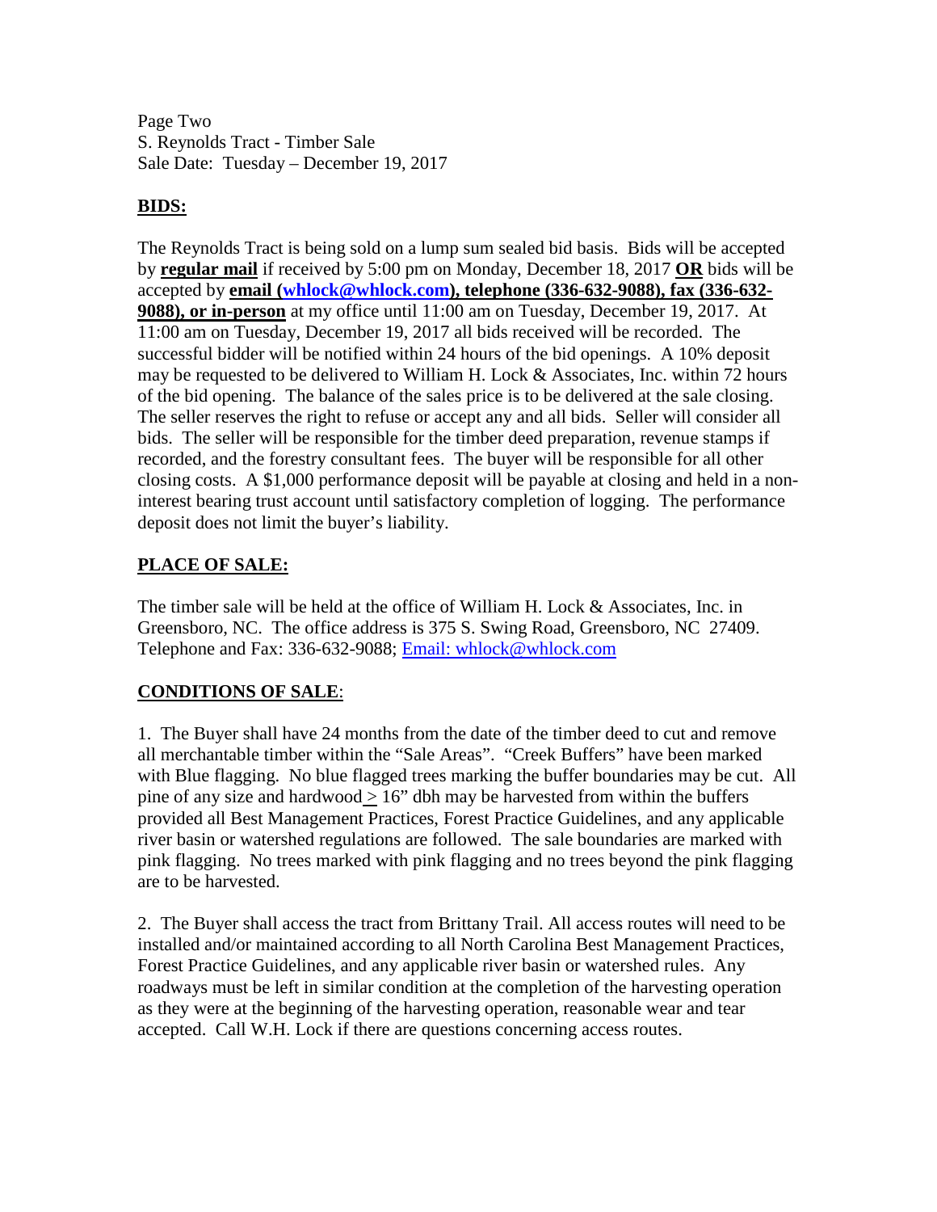Page Two
S. Reynolds Tract - Timber Sale
Sale Date: Tuesday – December 19, 2017

## BIDS:

The Reynolds Tract is being sold on a lump sum sealed bid basis. Bids will be accepted by **regular mail** if received by 5:00 pm on Monday, December 18, 2017 **OR** bids will be accepted by **email (whlock@whlock.com), telephone (336-632-9088), fax (336-632-9088), or in-person** at my office until 11:00 am on Tuesday, December 19, 2017. At 11:00 am on Tuesday, December 19, 2017 all bids received will be recorded. The successful bidder will be notified within 24 hours of the bid openings. A 10% deposit may be requested to be delivered to William H. Lock & Associates, Inc. within 72 hours of the bid opening. The balance of the sales price is to be delivered at the sale closing. The seller reserves the right to refuse or accept any and all bids. Seller will consider all bids. The seller will be responsible for the timber deed preparation, revenue stamps if recorded, and the forestry consultant fees. The buyer will be responsible for all other closing costs. A $1,000 performance deposit will be payable at closing and held in a non-interest bearing trust account until satisfactory completion of logging. The performance deposit does not limit the buyer's liability.

## PLACE OF SALE:

The timber sale will be held at the office of William H. Lock & Associates, Inc. in Greensboro, NC. The office address is 375 S. Swing Road, Greensboro, NC 27409. Telephone and Fax: 336-632-9088; Email: whlock@whlock.com

## CONDITIONS OF SALE:

1. The Buyer shall have 24 months from the date of the timber deed to cut and remove all merchantable timber within the "Sale Areas". "Creek Buffers" have been marked with Blue flagging. No blue flagged trees marking the buffer boundaries may be cut. All pine of any size and hardwood ≥ 16" dbh may be harvested from within the buffers provided all Best Management Practices, Forest Practice Guidelines, and any applicable river basin or watershed regulations are followed. The sale boundaries are marked with pink flagging. No trees marked with pink flagging and no trees beyond the pink flagging are to be harvested.

2. The Buyer shall access the tract from Brittany Trail. All access routes will need to be installed and/or maintained according to all North Carolina Best Management Practices, Forest Practice Guidelines, and any applicable river basin or watershed rules. Any roadways must be left in similar condition at the completion of the harvesting operation as they were at the beginning of the harvesting operation, reasonable wear and tear accepted. Call W.H. Lock if there are questions concerning access routes.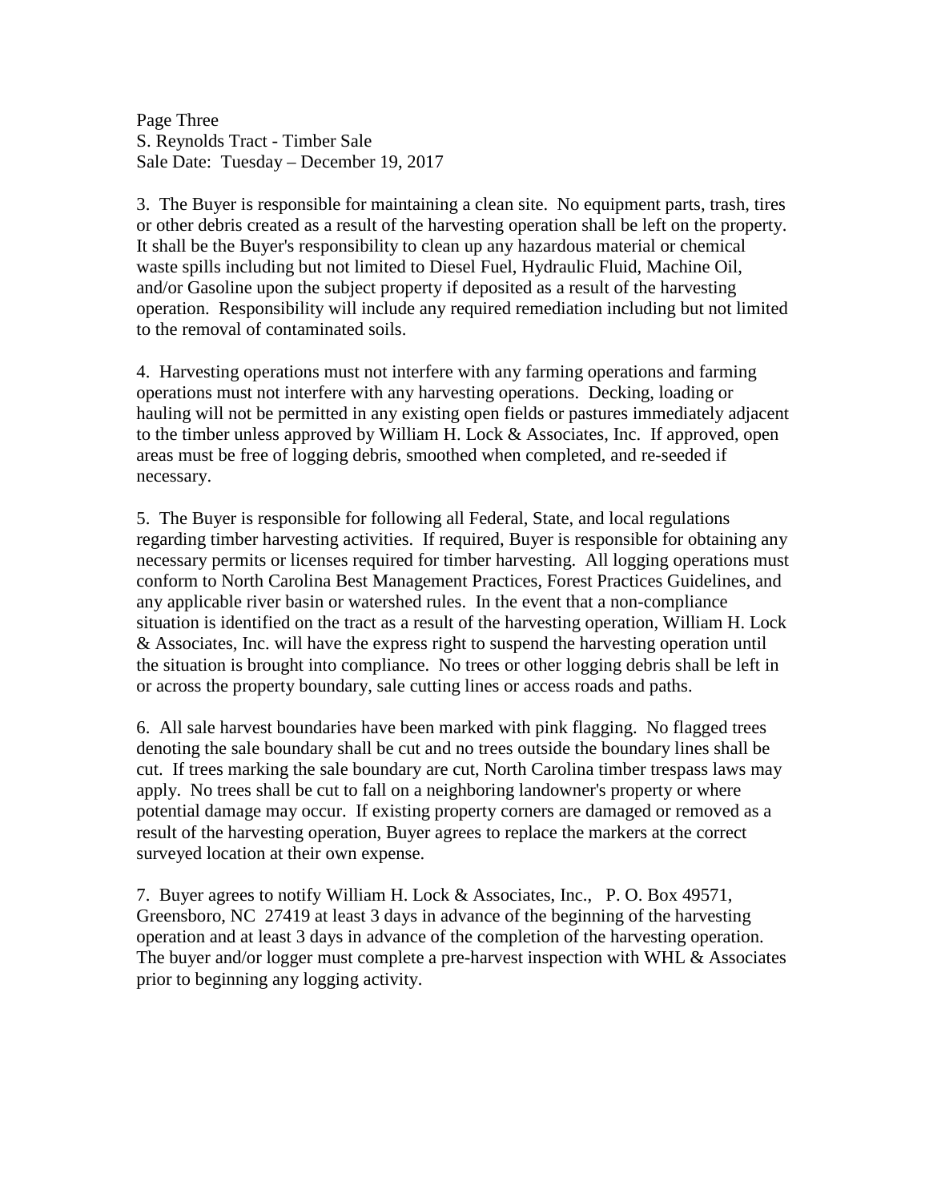3. The Buyer is responsible for maintaining a clean site. No equipment parts, trash, tires or other debris created as a result of the harvesting operation shall be left on the property. It shall be the Buyer's responsibility to clean up any hazardous material or chemical waste spills including but not limited to Diesel Fuel, Hydraulic Fluid, Machine Oil, and/or Gasoline upon the subject property if deposited as a result of the harvesting operation. Responsibility will include any required remediation including but not limited to the removal of contaminated soils.

4. Harvesting operations must not interfere with any farming operations and farming operations must not interfere with any harvesting operations. Decking, loading or hauling will not be permitted in any existing open fields or pastures immediately adjacent to the timber unless approved by William H. Lock & Associates, Inc. If approved, open areas must be free of logging debris, smoothed when completed, and re-seeded if necessary.

5. The Buyer is responsible for following all Federal, State, and local regulations regarding timber harvesting activities. If required, Buyer is responsible for obtaining any necessary permits or licenses required for timber harvesting. All logging operations must conform to North Carolina Best Management Practices, Forest Practices Guidelines, and any applicable river basin or watershed rules. In the event that a non-compliance situation is identified on the tract as a result of the harvesting operation, William H. Lock & Associates, Inc. will have the express right to suspend the harvesting operation until the situation is brought into compliance. No trees or other logging debris shall be left in or across the property boundary, sale cutting lines or access roads and paths.

6. All sale harvest boundaries have been marked with pink flagging. No flagged trees denoting the sale boundary shall be cut and no trees outside the boundary lines shall be cut. If trees marking the sale boundary are cut, North Carolina timber trespass laws may apply. No trees shall be cut to fall on a neighboring landowner's property or where potential damage may occur. If existing property corners are damaged or removed as a result of the harvesting operation, Buyer agrees to replace the markers at the correct surveyed location at their own expense.

7. Buyer agrees to notify William H. Lock & Associates, Inc., P. O. Box 49571, Greensboro, NC 27419 at least 3 days in advance of the beginning of the harvesting operation and at least 3 days in advance of the completion of the harvesting operation. The buyer and/or logger must complete a pre-harvest inspection with WHL & Associates prior to beginning any logging activity.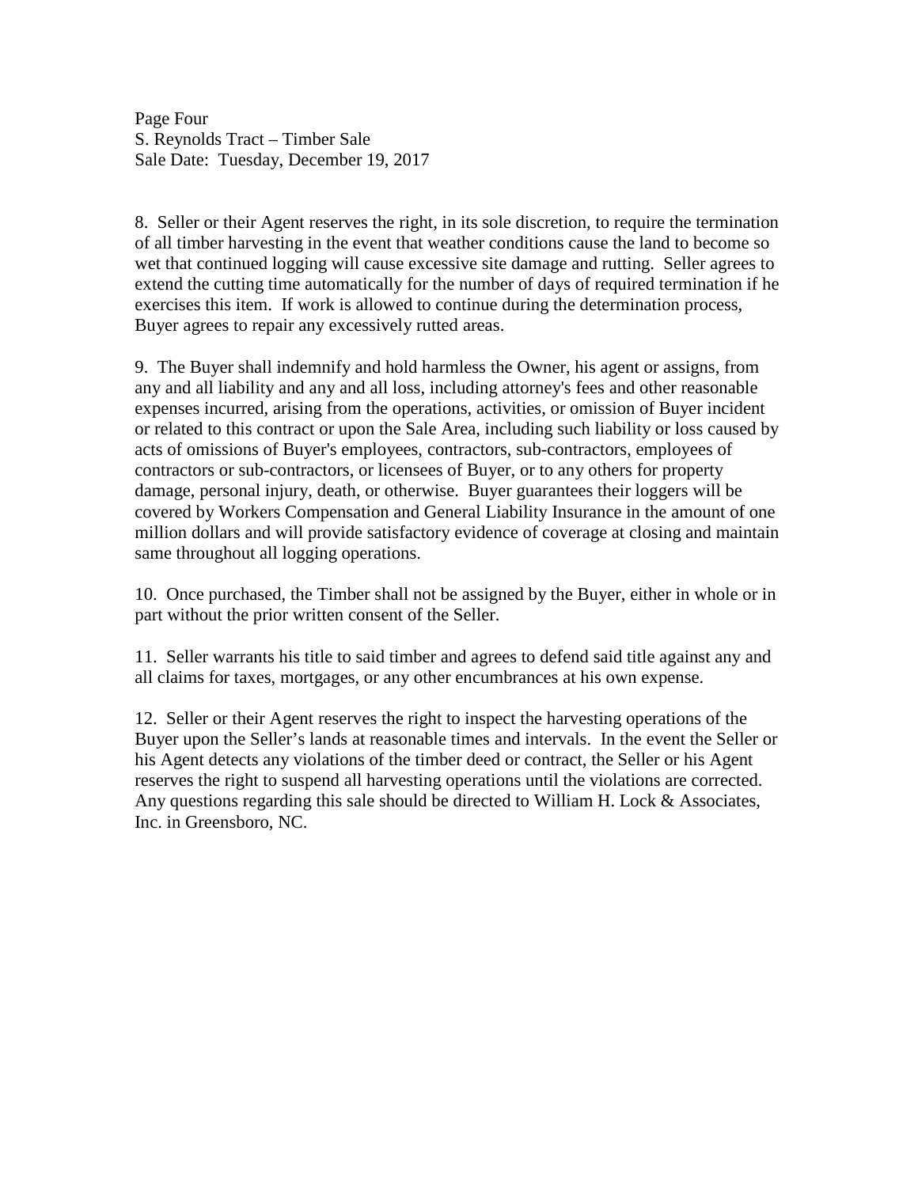8. Seller or their Agent reserves the right, in its sole discretion, to require the termination of all timber harvesting in the event that weather conditions cause the land to become so wet that continued logging will cause excessive site damage and rutting. Seller agrees to extend the cutting time automatically for the number of days of required termination if he exercises this item. If work is allowed to continue during the determination process, Buyer agrees to repair any excessively rutted areas.

9. The Buyer shall indemnify and hold harmless the Owner, his agent or assigns, from any and all liability and any and all loss, including attorney's fees and other reasonable expenses incurred, arising from the operations, activities, or omission of Buyer incident or related to this contract or upon the Sale Area, including such liability or loss caused by acts of omissions of Buyer's employees, contractors, sub-contractors, employees of contractors or sub-contractors, or licensees of Buyer, or to any others for property damage, personal injury, death, or otherwise. Buyer guarantees their loggers will be covered by Workers Compensation and General Liability Insurance in the amount of one million dollars and will provide satisfactory evidence of coverage at closing and maintain same throughout all logging operations.

10. Once purchased, the Timber shall not be assigned by the Buyer, either in whole or in part without the prior written consent of the Seller.

11. Seller warrants his title to said timber and agrees to defend said title against any and all claims for taxes, mortgages, or any other encumbrances at his own expense.

12. Seller or their Agent reserves the right to inspect the harvesting operations of the Buyer upon the Seller's lands at reasonable times and intervals. In the event the Seller or his Agent detects any violations of the timber deed or contract, the Seller or his Agent reserves the right to suspend all harvesting operations until the violations are corrected. Any questions regarding this sale should be directed to William H. Lock & Associates, Inc. in Greensboro, NC.